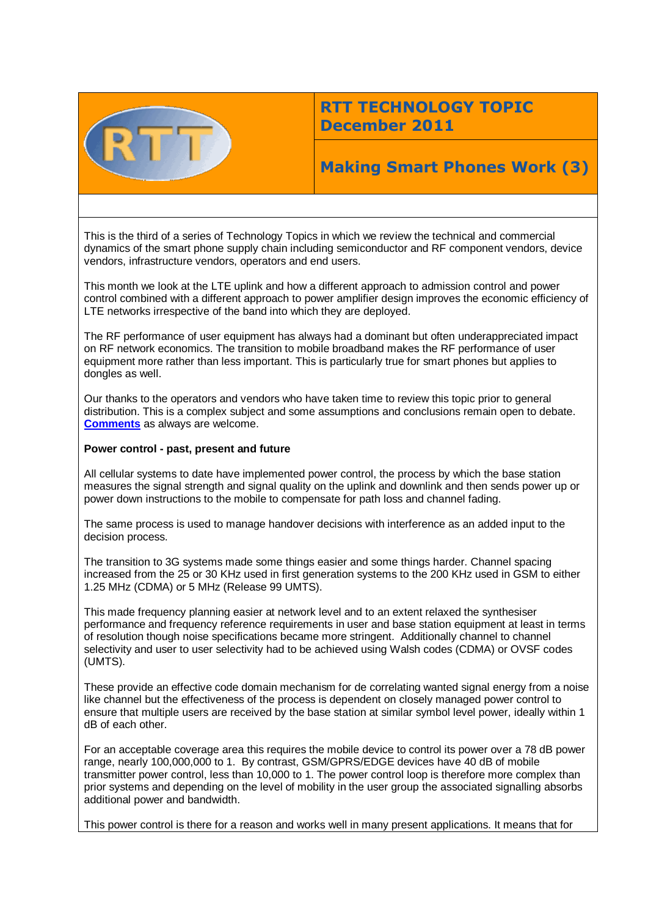# RTT TECHNOLOGY TOPIC December 2011

## Making Smart Phones Work (3)

This is the third of a series of Technology Topics in which we review the technical and commercial dynamics of the smart phone supply chain including semiconductor and RF component vendors, device vendors, infrastructure vendors, operators and end users.

This month we look at the LTE uplink and how a different approach to admission control and power control combined with a different approach to power amplifier design improves the economic efficiency of LTE networks irrespective of the band into which they are deployed.

The RF performance of user equipment has always had a dominant but often underappreciated impact on RF network economics. The transition to mobile broadband makes the RF performance of user equipment more rather than less important. This is particularly true for smart phones but applies to dongles as well.

Our thanks to the operators and vendors who have taken time to review this topic prior to general distribution. This is a complex subject and some assumptions and conclusions remain open to debate. **Comments** as always are welcome.

**Power control - past, present and future**

All cellular systems to date have implemented power control, the process by which the base station measures the signal strength and signal quality on the uplink and downlink and then sends power up or power down instructions to the mobile to compensate for path loss and channel fading.

The same process is used to manage handover decisions with interference as an added input to the decision process.

The transition to 3G systems made some things easier and some things harder. Channel spacing increased from the 25 or 30 KHz used in first generation systems to the 200 KHz used in GSM to either 1.25 MHz (CDMA) or 5 MHz (Release 99 UMTS).

This made frequency planning easier at network level and to an extent relaxed the synthesiser performance and frequency reference requirements in user and base station equipment at least in terms of resolution though noise specifications became more stringent. Additionally channel to channel selectivity and user to user selectivity had to be achieved using Walsh codes (CDMA) or OVSF codes (UMTS).

These provide an effective code domain mechanism for de correlating wanted signal energy from a noise like channel but the effectiveness of the process is dependent on closely managed power control to ensure that multiple users are received by the base station at similar symbol level power, ideally within 1 dB of each other.

For an acceptable coverage area this requires the mobile device to control its power over a 78 dB power range, nearly 100,000,000 to 1. By contrast, GSM/GPRS/EDGE devices have 40 dB of mobile transmitter power control, less than 10,000 to 1. The power control loop is therefore more complex than prior systems and depending on the level of mobility in the user group the associated signalling absorbs additional power and bandwidth.

This power control is there for a reason and works well in many present applications. It means that for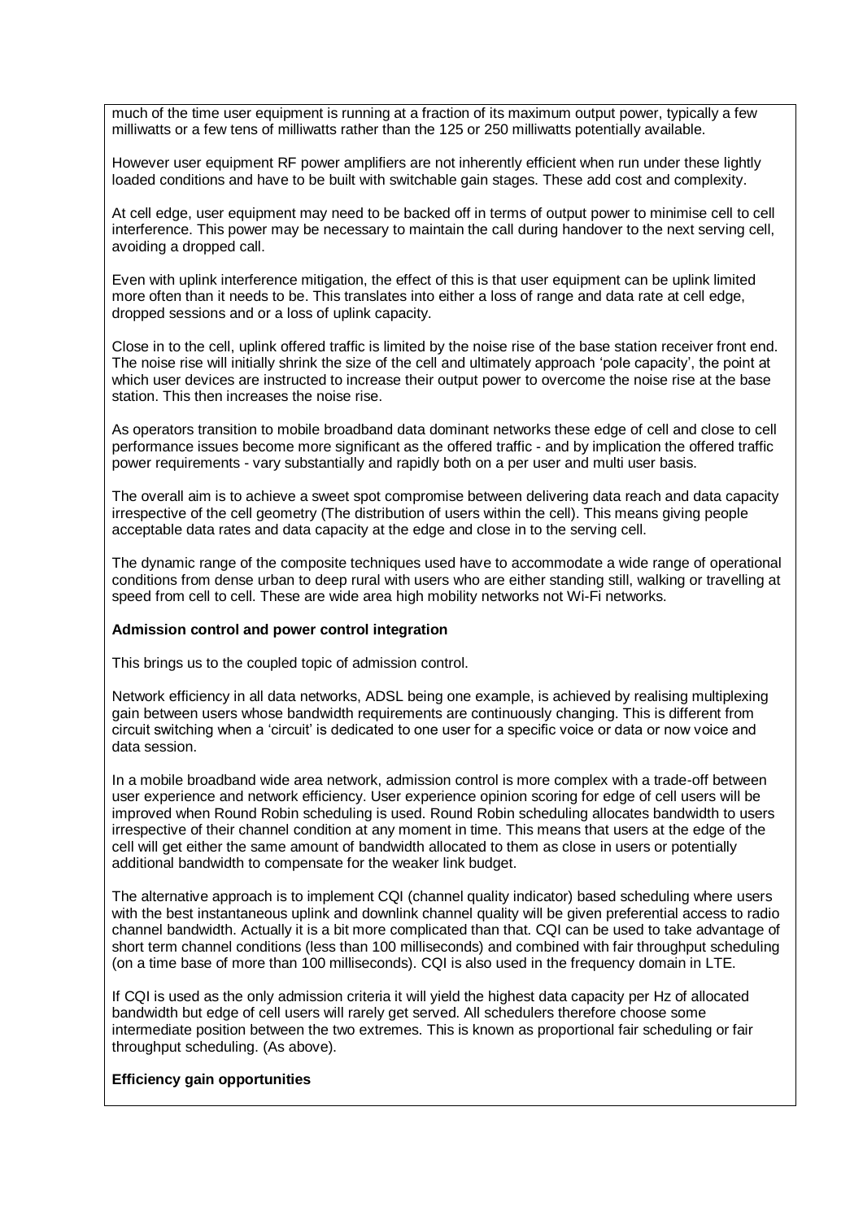much of the time user equipment is running at a fraction of its maximum output power, typically a few milliwatts or a few tens of milliwatts rather than the 125 or 250 milliwatts potentially available.

However user equipment RF power amplifiers are not inherently efficient when run under these lightly loaded conditions and have to be built with switchable gain stages. These add cost and complexity.

At cell edge, user equipment may need to be backed off in terms of output power to minimise cell to cell interference. This power may be necessary to maintain the call during handover to the next serving cell, avoiding a dropped call.

Even with uplink interference mitigation, the effect of this is that user equipment can be uplink limited more often than it needs to be. This translates into either a loss of range and data rate at cell edge, dropped sessions and or a loss of uplink capacity.

Close in to the cell, uplink offered traffic is limited by the noise rise of the base station receiver front end. The noise rise will initially shrink the size of the cell and ultimately approach 'pole capacity', the point at which user devices are instructed to increase their output power to overcome the noise rise at the base station. This then increases the noise rise.

As operators transition to mobile broadband data dominant networks these edge of cell and close to cell performance issues become more significant as the offered traffic - and by implication the offered traffic power requirements - vary substantially and rapidly both on a per user and multi user basis.

The overall aim is to achieve a sweet spot compromise between delivering data reach and data capacity irrespective of the cell geometry (The distribution of users within the cell). This means giving people acceptable data rates and data capacity at the edge and close in to the serving cell.

The dynamic range of the composite techniques used have to accommodate a wide range of operational conditions from dense urban to deep rural with users who are either standing still, walking or travelling at speed from cell to cell. These are wide area high mobility networks not Wi-Fi networks.

**Admission control and power control integration**

This brings us to the coupled topic of admission control.

Network efficiency in all data networks, ADSL being one example, is achieved by realising multiplexing gain between users whose bandwidth requirements are continuously changing. This is different from circuit switching when a 'circuit' is dedicated to one user for a specific voice or data or now voice and data session.

In a mobile broadband wide area network, admission control is more complex with a trade-off between user experience and network efficiency. User experience opinion scoring for edge of cell users will be improved when Round Robin scheduling is used. Round Robin scheduling allocates bandwidth to users irrespective of their channel condition at any moment in time. This means that users at the edge of the cell will get either the same amount of bandwidth allocated to them as close in users or potentially additional bandwidth to compensate for the weaker link budget.

The alternative approach is to implement CQI (channel quality indicator) based scheduling where users with the best instantaneous uplink and downlink channel quality will be given preferential access to radio channel bandwidth. Actually it is a bit more complicated than that. CQI can be used to take advantage of short term channel conditions (less than 100 milliseconds) and combined with fair throughput scheduling (on a time base of more than 100 milliseconds). CQI is also used in the frequency domain in LTE.

If CQI is used as the only admission criteria it will yield the highest data capacity per Hz of allocated bandwidth but edge of cell users will rarely get served. All schedulers therefore choose some intermediate position between the two extremes. This is known as proportional fair scheduling or fair throughput scheduling. (As above).

**Efficiency gain opportunities**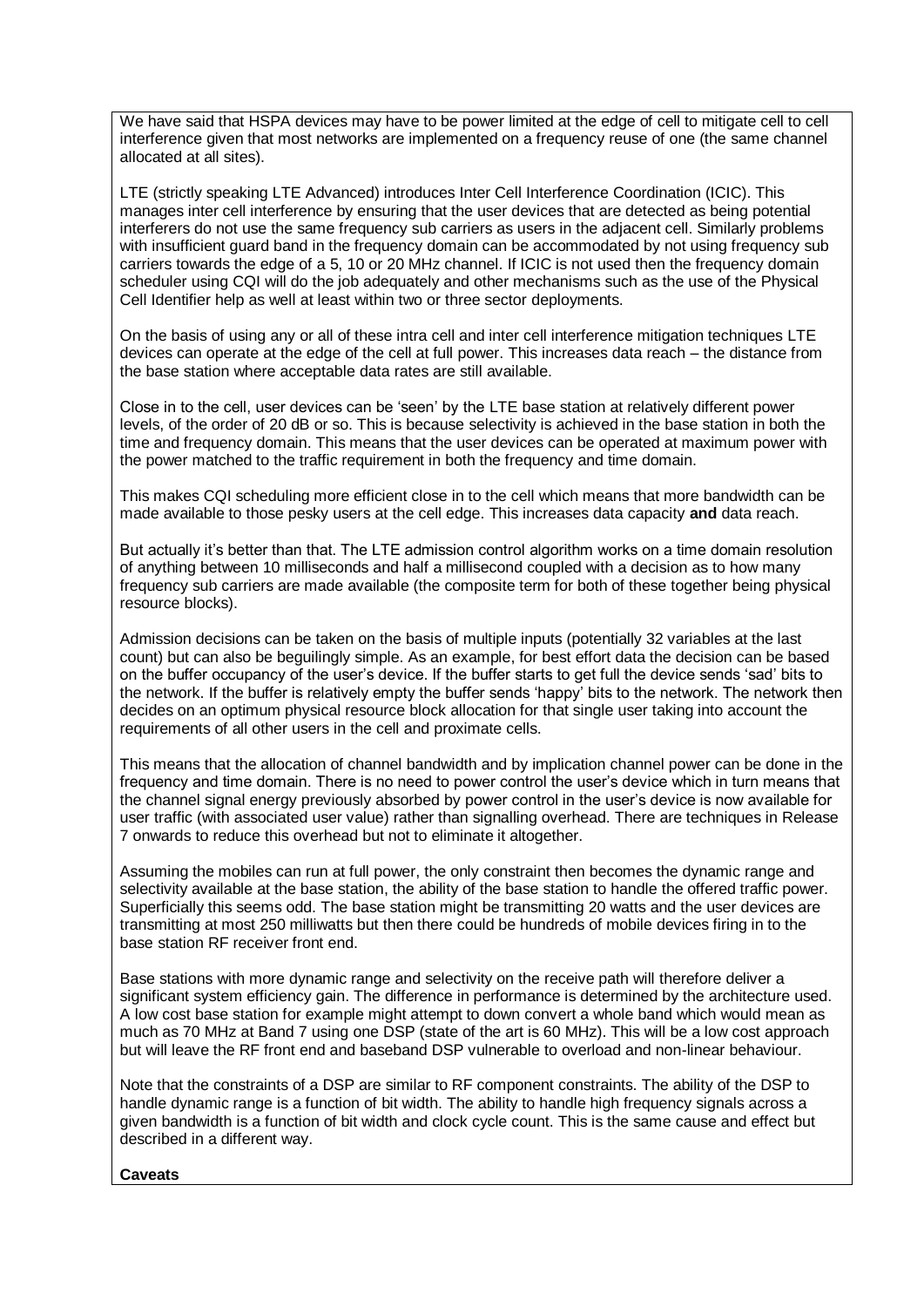We have said that HSPA devices may have to be power limited at the edge of cell to mitigate cell to cell interference given that most networks are implemented on a frequency reuse of one (the same channel allocated at all sites).

LTE (strictly speaking LTE Advanced) introduces Inter Cell Interference Coordination (ICIC). This manages inter cell interference by ensuring that the user devices that are detected as being potential interferers do not use the same frequency sub carriers as users in the adjacent cell. Similarly problems with insufficient guard band in the frequency domain can be accommodated by not using frequency sub carriers towards the edge of a 5, 10 or 20 MHz channel. If ICIC is not used then the frequency domain scheduler using CQI will do the job adequately and other mechanisms such as the use of the Physical Cell Identifier help as well at least within two or three sector deployments.

On the basis of using any or all of these intra cell and inter cell interference mitigation techniques LTE devices can operate at the edge of the cell at full power. This increases data reach – the distance from the base station where acceptable data rates are still available.

Close in to the cell, user devices can be 'seen' by the LTE base station at relatively different power levels, of the order of 20 dB or so. This is because selectivity is achieved in the base station in both the time and frequency domain. This means that the user devices can be operated at maximum power with the power matched to the traffic requirement in both the frequency and time domain.

This makes CQI scheduling more efficient close in to the cell which means that more bandwidth can be made available to those pesky users at the cell edge. This increases data capacity **and** data reach.

But actually it's better than that. The LTE admission control algorithm works on a time domain resolution of anything between 10 milliseconds and half a millisecond coupled with a decision as to how many frequency sub carriers are made available (the composite term for both of these together being physical resource blocks).

Admission decisions can be taken on the basis of multiple inputs (potentially 32 variables at the last count) but can also be beguilingly simple. As an example, for best effort data the decision can be based on the buffer occupancy of the user's device. If the buffer starts to get full the device sends 'sad' bits to the network. If the buffer is relatively empty the buffer sends 'happy' bits to the network. The network then decides on an optimum physical resource block allocation for that single user taking into account the requirements of all other users in the cell and proximate cells.

This means that the allocation of channel bandwidth and by implication channel power can be done in the frequency and time domain. There is no need to power control the user's device which in turn means that the channel signal energy previously absorbed by power control in the user's device is now available for user traffic (with associated user value) rather than signalling overhead. There are techniques in Release 7 onwards to reduce this overhead but not to eliminate it altogether.

Assuming the mobiles can run at full power, the only constraint then becomes the dynamic range and selectivity available at the base station, the ability of the base station to handle the offered traffic power. Superficially this seems odd. The base station might be transmitting 20 watts and the user devices are transmitting at most 250 milliwatts but then there could be hundreds of mobile devices firing in to the base station RF receiver front end.

Base stations with more dynamic range and selectivity on the receive path will therefore deliver a significant system efficiency gain. The difference in performance is determined by the architecture used. A low cost base station for example might attempt to down convert a whole band which would mean as much as 70 MHz at Band 7 using one DSP (state of the art is 60 MHz). This will be a low cost approach but will leave the RF front end and baseband DSP vulnerable to overload and non-linear behaviour.

Note that the constraints of a DSP are similar to RF component constraints. The ability of the DSP to handle dynamic range is a function of bit width. The ability to handle high frequency signals across a given bandwidth is a function of bit width and clock cycle count. This is the same cause and effect but described in a different way.

**Caveats**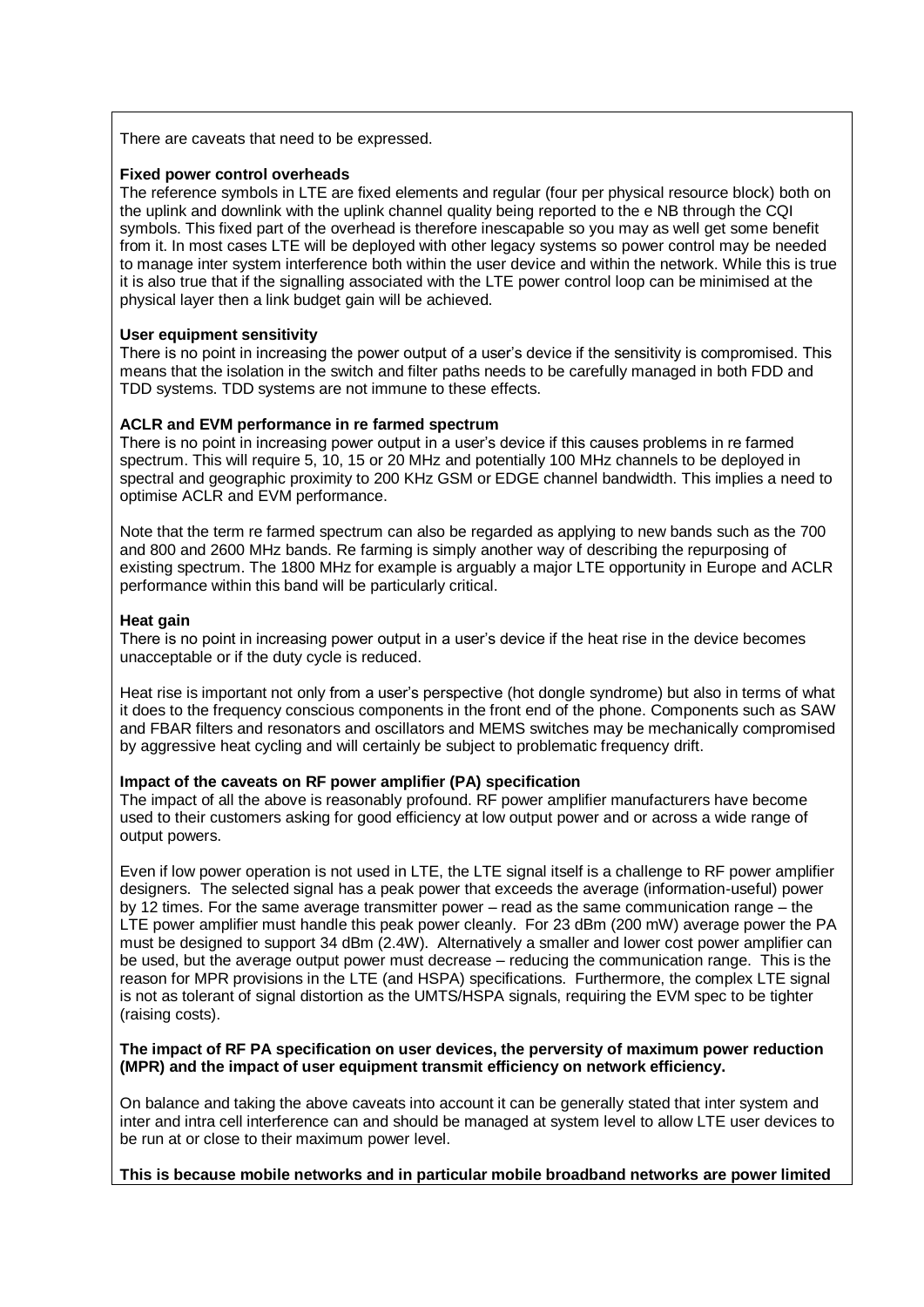There are caveats that need to be expressed.

**Fixed power control overheads**

The reference symbols in LTE are fixed elements and regular (four per physical resource block) both on the uplink and downlink with the uplink channel quality being reported to the e NB through the CQI symbols. This fixed part of the overhead is therefore inescapable so you may as well get some benefit from it. In most cases LTE will be deployed with other legacy systems so power control may be needed to manage inter system interference both within the user device and within the network. While this is true it is also true that if the signalling associated with the LTE power control loop can be minimised at the physical layer then a link budget gain will be achieved.

**User equipment sensitivity**

There is no point in increasing the power output of a user's device if the sensitivity is compromised. This means that the isolation in the switch and filter paths needs to be carefully managed in both FDD and TDD systems. TDD systems are not immune to these effects.

**ACLR and EVM performance in re farmed spectrum**

There is no point in increasing power output in a user's device if this causes problems in re farmed spectrum. This will require 5, 10, 15 or 20 MHz and potentially 100 MHz channels to be deployed in spectral and geographic proximity to 200 KHz GSM or EDGE channel bandwidth. This implies a need to optimise ACLR and EVM performance.

Note that the term re farmed spectrum can also be regarded as applying to new bands such as the 700 and 800 and 2600 MHz bands. Re farming is simply another way of describing the repurposing of existing spectrum. The 1800 MHz for example is arguably a major LTE opportunity in Europe and ACLR performance within this band will be particularly critical.

**Heat gain**

There is no point in increasing power output in a user's device if the heat rise in the device becomes unacceptable or if the duty cycle is reduced.

Heat rise is important not only from a user's perspective (hot dongle syndrome) but also in terms of what it does to the frequency conscious components in the front end of the phone. Components such as SAW and FBAR filters and resonators and oscillators and MEMS switches may be mechanically compromised by aggressive heat cycling and will certainly be subject to problematic frequency drift.

**Impact of the caveats on RF power amplifier (PA) specification**

The impact of all the above is reasonably profound. RF power amplifier manufacturers have become used to their customers asking for good efficiency at low output power and or across a wide range of output powers.

Even if low power operation is not used in LTE, the LTE signal itself is a challenge to RF power amplifier designers. The selected signal has a peak power that exceeds the average (information-useful) power by 12 times. For the same average transmitter power – read as the same communication range – the LTE power amplifier must handle this peak power cleanly. For 23 dBm (200 mW) average power the PA must be designed to support 34 dBm (2.4W). Alternatively a smaller and lower cost power amplifier can be used, but the average output power must decrease – reducing the communication range. This is the reason for MPR provisions in the LTE (and HSPA) specifications. Furthermore, the complex LTE signal is not as tolerant of signal distortion as the UMTS/HSPA signals, requiring the EVM spec to be tighter (raising costs).

**The impact of RF PA specification on user devices, the perversity of maximum power reduction (MPR) and the impact of user equipment transmit efficiency on network efficiency.**

On balance and taking the above caveats into account it can be generally stated that inter system and inter and intra cell interference can and should be managed at system level to allow LTE user devices to be run at or close to their maximum power level.

**This is because mobile networks and in particular mobile broadband networks are power limited**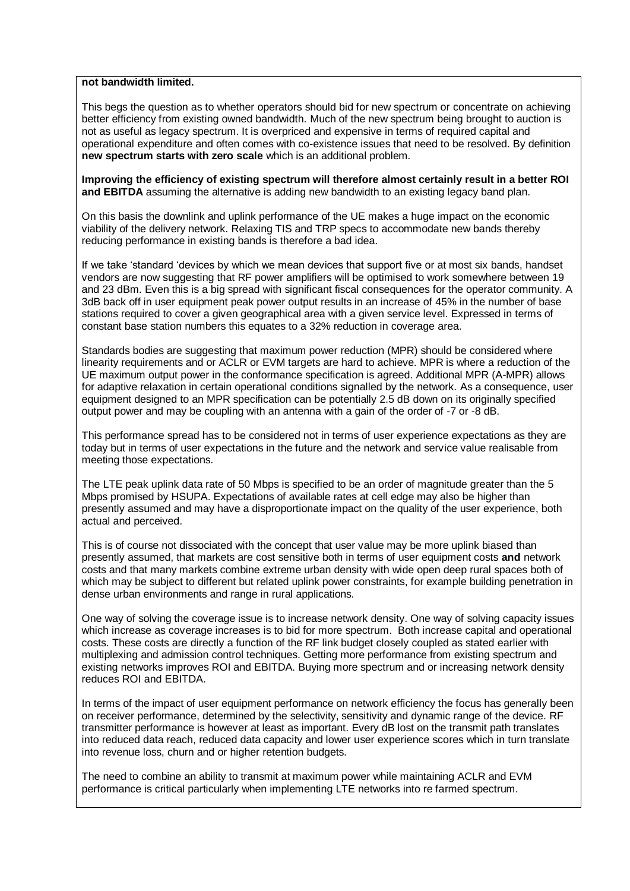**not bandwidth limited.**

This begs the question as to whether operators should bid for new spectrum or concentrate on achieving better efficiency from existing owned bandwidth. Much of the new spectrum being brought to auction is not as useful as legacy spectrum. It is overpriced and expensive in terms of required capital and operational expenditure and often comes with co-existence issues that need to be resolved. By definition **new spectrum starts with zero scale** which is an additional problem.

**Improving the efficiency of existing spectrum will therefore almost certainly result in a better ROI and EBITDA** assuming the alternative is adding new bandwidth to an existing legacy band plan.

On this basis the downlink and uplink performance of the UE makes a huge impact on the economic viability of the delivery network. Relaxing TIS and TRP specs to accommodate new bands thereby reducing performance in existing bands is therefore a bad idea.

If we take 'standard 'devices by which we mean devices that support five or at most six bands, handset vendors are now suggesting that RF power amplifiers will be optimised to work somewhere between 19 and 23 dBm. Even this is a big spread with significant fiscal consequences for the operator community. A 3dB back off in user equipment peak power output results in an increase of 45% in the number of base stations required to cover a given geographical area with a given service level. Expressed in terms of constant base station numbers this equates to a 32% reduction in coverage area.

Standards bodies are suggesting that maximum power reduction (MPR) should be considered where linearity requirements and or ACLR or EVM targets are hard to achieve. MPR is where a reduction of the UE maximum output power in the conformance specification is agreed. Additional MPR (A-MPR) allows for adaptive relaxation in certain operational conditions signalled by the network. As a consequence, user equipment designed to an MPR specification can be potentially 2.5 dB down on its originally specified output power and may be coupling with an antenna with a gain of the order of -7 or -8 dB.

This performance spread has to be considered not in terms of user experience expectations as they are today but in terms of user expectations in the future and the network and service value realisable from meeting those expectations.

The LTE peak uplink data rate of 50 Mbps is specified to be an order of magnitude greater than the 5 Mbps promised by HSUPA. Expectations of available rates at cell edge may also be higher than presently assumed and may have a disproportionate impact on the quality of the user experience, both actual and perceived.

This is of course not dissociated with the concept that user value may be more uplink biased than presently assumed, that markets are cost sensitive both in terms of user equipment costs **and** network costs and that many markets combine extreme urban density with wide open deep rural spaces both of which may be subject to different but related uplink power constraints, for example building penetration in dense urban environments and range in rural applications.

One way of solving the coverage issue is to increase network density. One way of solving capacity issues which increase as coverage increases is to bid for more spectrum. Both increase capital and operational costs. These costs are directly a function of the RF link budget closely coupled as stated earlier with multiplexing and admission control techniques. Getting more performance from existing spectrum and existing networks improves ROI and EBITDA. Buying more spectrum and or increasing network density reduces ROI and EBITDA.

In terms of the impact of user equipment performance on network efficiency the focus has generally been on receiver performance, determined by the selectivity, sensitivity and dynamic range of the device. RF transmitter performance is however at least as important. Every dB lost on the transmit path translates into reduced data reach, reduced data capacity and lower user experience scores which in turn translate into revenue loss, churn and or higher retention budgets.

The need to combine an ability to transmit at maximum power while maintaining ACLR and EVM performance is critical particularly when implementing LTE networks into re farmed spectrum.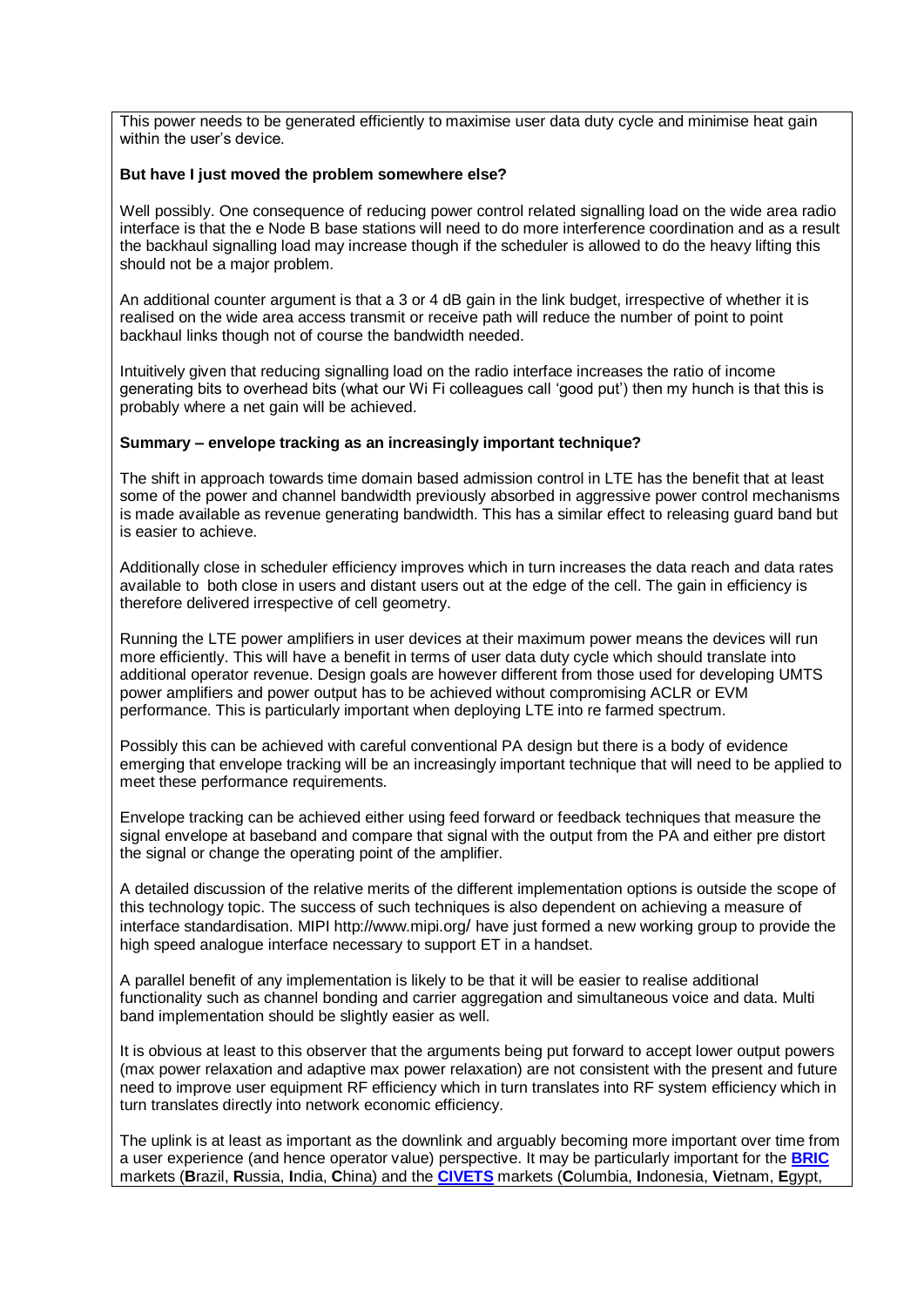This power needs to be generated efficiently to maximise user data duty cycle and minimise heat gain within the user's device.

**But have I just moved the problem somewhere else?**

Well possibly. One consequence of reducing power control related signalling load on the wide area radio interface is that the e Node B base stations will need to do more interference coordination and as a result the backhaul signalling load may increase though if the scheduler is allowed to do the heavy lifting this should not be a major problem.

An additional counter argument is that a 3 or 4 dB gain in the link budget, irrespective of whether it is realised on the wide area access transmit or receive path will reduce the number of point to point backhaul links though not of course the bandwidth needed.

Intuitively given that reducing signalling load on the radio interface increases the ratio of income generating bits to overhead bits (what our Wi Fi colleagues call 'good put') then my hunch is that this is probably where a net gain will be achieved.

**Summary – envelope tracking as an increasingly important technique?**

The shift in approach towards time domain based admission control in LTE has the benefit that at least some of the power and channel bandwidth previously absorbed in aggressive power control mechanisms is made available as revenue generating bandwidth. This has a similar effect to releasing guard band but is easier to achieve.

Additionally close in scheduler efficiency improves which in turn increases the data reach and data rates available to both close in users and distant users out at the edge of the cell. The gain in efficiency is therefore delivered irrespective of cell geometry.

Running the LTE power amplifiers in user devices at their maximum power means the devices will run more efficiently. This will have a benefit in terms of user data duty cycle which should translate into additional operator revenue. Design goals are however different from those used for developing UMTS power amplifiers and power output has to be achieved without compromising ACLR or EVM performance. This is particularly important when deploying LTE into re farmed spectrum.

Possibly this can be achieved with careful conventional PA design but there is a body of evidence emerging that envelope tracking will be an increasingly important technique that will need to be applied to meet these performance requirements.

Envelope tracking can be achieved either using feed forward or feedback techniques that measure the signal envelope at baseband and compare that signal with the output from the PA and either pre distort the signal or change the operating point of the amplifier.

A detailed discussion of the relative merits of the different implementation options is outside the scope of this technology topic. The success of such techniques is also dependent on achieving a measure of interface standardisation. MIPI http://www.mipi.org/ have just formed a new working group to provide the high speed analogue interface necessary to support ET in a handset.

A parallel benefit of any implementation is likely to be that it will be easier to realise additional functionality such as channel bonding and carrier aggregation and simultaneous voice and data. Multi band implementation should be slightly easier as well.

It is obvious at least to this observer that the arguments being put forward to accept lower output powers (max power relaxation and adaptive max power relaxation) are not consistent with the present and future need to improve user equipment RF efficiency which in turn translates into RF system efficiency which in turn translates directly into network economic efficiency.

The uplink is at least as important as the downlink and arguably becoming more important over time from a user experience (and hence operator value) perspective. It may be particularly important for the **BRIC** markets (**B**razil, **R**ussia, **I**ndia, **C**hina) and the **CIVETS** markets (**C**olumbia, **I**ndonesia, **V**ietnam, **E**gypt,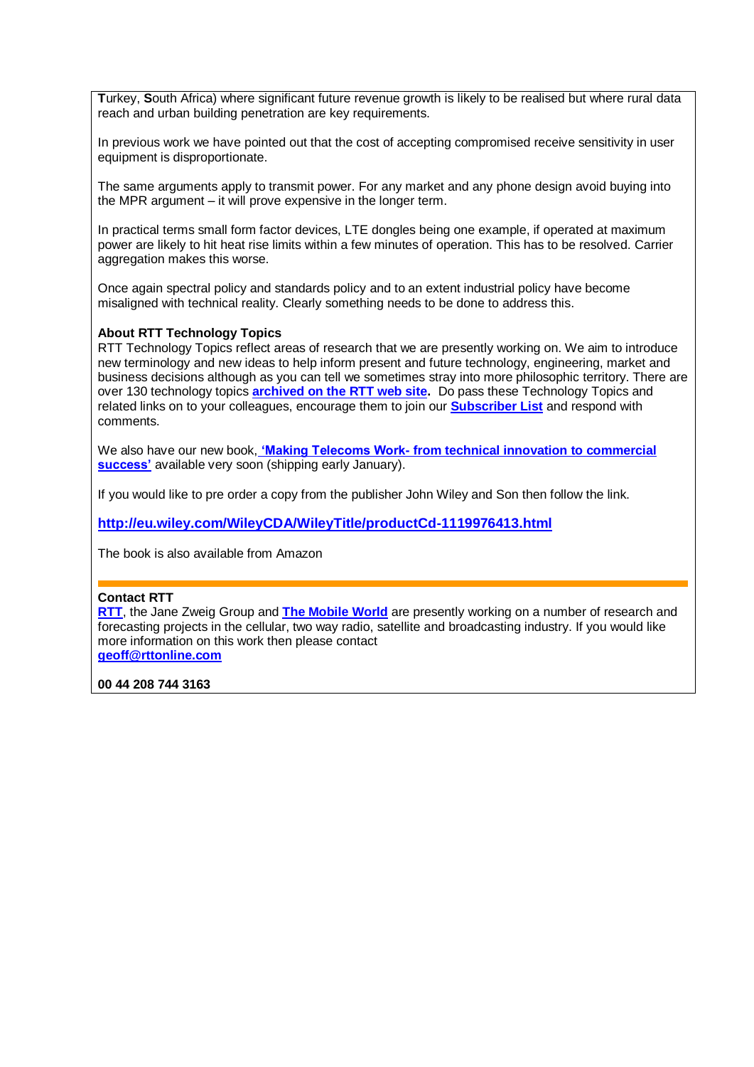**T**urkey, **S**outh Africa) where significant future revenue growth is likely to be realised but where rural data reach and urban building penetration are key requirements.

In previous work we have pointed out that the cost of accepting compromised receive sensitivity in user equipment is disproportionate.

The same arguments apply to transmit power. For any market and any phone design avoid buying into the MPR argument – it will prove expensive in the longer term.

In practical terms small form factor devices, LTE dongles being one example, if operated at maximum power are likely to hit heat rise limits within a few minutes of operation. This has to be resolved. Carrier aggregation makes this worse.

Once again spectral policy and standards policy and to an extent industrial policy have become misaligned with technical reality. Clearly something needs to be done to address this.

**About RTT Technology Topics**

RTT Technology Topics reflect areas of research that we are presently working on. We aim to introduce new terminology and new ideas to help inform present and future technology, engineering, market and business decisions although as you can tell we sometimes stray into more philosophic territory. There are over 130 technology topics **archived on the RTT web site.** Do pass these Technology Topics and related links on to your colleagues, encourage them to join our **Subscriber List** and respond with comments.

We also have our new book, **'Making Telecoms Work- from technical innovation to commercial success'** available very soon (shipping early January).

If you would like to pre order a copy from the publisher John Wiley and Son then follow the link.

**http://eu.wiley.com/WileyCDA/WileyTitle/productCd-1119976413.html**

The book is also available from Amazon

---

**Contact RTT**

**RTT**, the Jane Zweig Group and **The Mobile World** are presently working on a number of research and forecasting projects in the cellular, two way radio, satellite and broadcasting industry. If you would like more information on this work then please contact
**geoff@rttonline.com**

**00 44 208 744 3163**